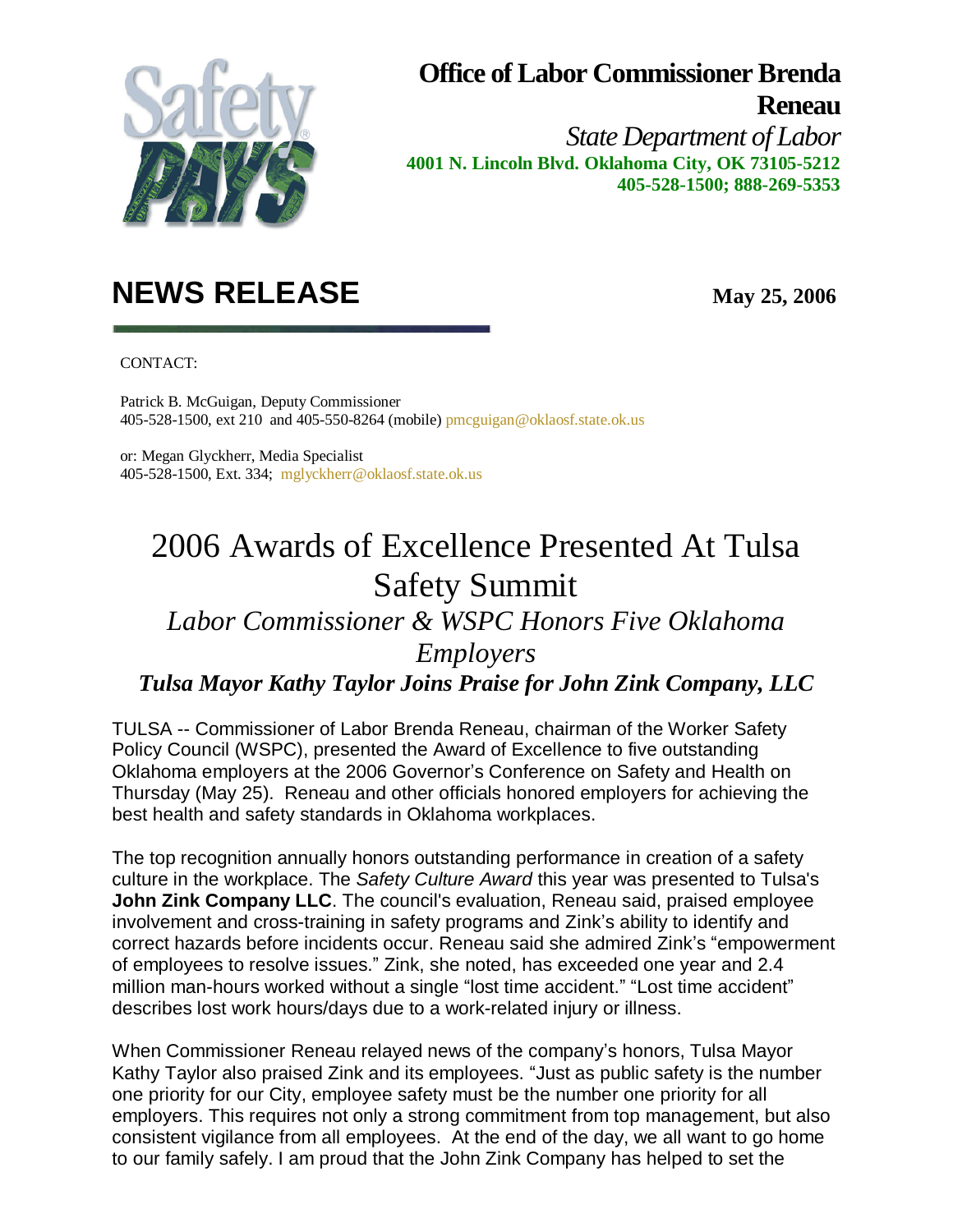**Office of Labor Commissioner Brenda Reneau**

*State Department of Labor*

**4001 N. Lincoln Blvd. Oklahoma City, OK 73105-5212**
**405-528-1500; 888-269-5353**

# NEWS RELEASE

**May 25, 2006**

CONTACT:

Patrick B. McGuigan, Deputy Commissioner
405-528-1500, ext 210 and 405-550-8264 (mobile) pmcguigan@oklaosf.state.ok.us

or: Megan Glyckherr, Media Specialist
405-528-1500, Ext. 334; mglyckherr@oklaosf.state.ok.us

# 2006 Awards of Excellence Presented At Tulsa Safety Summit

## *Labor Commissioner & WSPC Honors Five Oklahoma Employers*

### ***Tulsa Mayor Kathy Taylor Joins Praise for John Zink Company, LLC***

TULSA -- Commissioner of Labor Brenda Reneau, chairman of the Worker Safety Policy Council (WSPC), presented the Award of Excellence to five outstanding Oklahoma employers at the 2006 Governor's Conference on Safety and Health on Thursday (May 25). Reneau and other officials honored employers for achieving the best health and safety standards in Oklahoma workplaces.

The top recognition annually honors outstanding performance in creation of a safety culture in the workplace. The *Safety Culture Award* this year was presented to Tulsa's **John Zink Company LLC**. The council's evaluation, Reneau said, praised employee involvement and cross-training in safety programs and Zink's ability to identify and correct hazards before incidents occur. Reneau said she admired Zink's "empowerment of employees to resolve issues." Zink, she noted, has exceeded one year and 2.4 million man-hours worked without a single "lost time accident." "Lost time accident" describes lost work hours/days due to a work-related injury or illness.

When Commissioner Reneau relayed news of the company's honors, Tulsa Mayor Kathy Taylor also praised Zink and its employees. "Just as public safety is the number one priority for our City, employee safety must be the number one priority for all employers. This requires not only a strong commitment from top management, but also consistent vigilance from all employees. At the end of the day, we all want to go home to our family safely. I am proud that the John Zink Company has helped to set the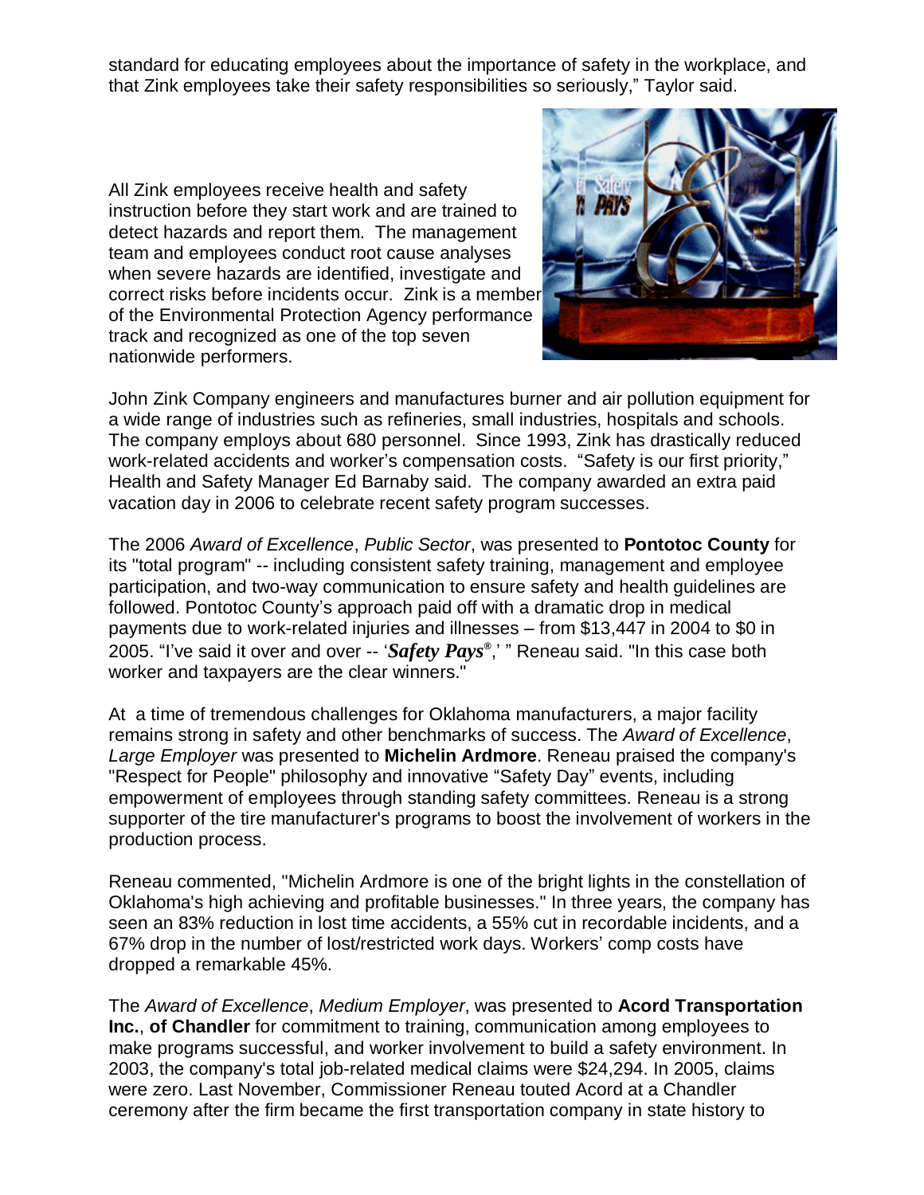standard for educating employees about the importance of safety in the workplace, and that Zink employees take their safety responsibilities so seriously," Taylor said.

All Zink employees receive health and safety instruction before they start work and are trained to detect hazards and report them. The management team and employees conduct root cause analyses when severe hazards are identified, investigate and correct risks before incidents occur. Zink is a member of the Environmental Protection Agency performance track and recognized as one of the top seven nationwide performers.

John Zink Company engineers and manufactures burner and air pollution equipment for a wide range of industries such as refineries, small industries, hospitals and schools. The company employs about 680 personnel. Since 1993, Zink has drastically reduced work-related accidents and worker's compensation costs. "Safety is our first priority," Health and Safety Manager Ed Barnaby said. The company awarded an extra paid vacation day in 2006 to celebrate recent safety program successes.

The 2006 *Award of Excellence*, *Public Sector*, was presented to **Pontotoc County** for its "total program" -- including consistent safety training, management and employee participation, and two-way communication to ensure safety and health guidelines are followed. Pontotoc County's approach paid off with a dramatic drop in medical payments due to work-related injuries and illnesses – from $13,447 in 2004 to $0 in 2005. "I've said it over and over -- '***Safety Pays***®,' " Reneau said. "In this case both worker and taxpayers are the clear winners."

At a time of tremendous challenges for Oklahoma manufacturers, a major facility remains strong in safety and other benchmarks of success. The *Award of Excellence*, *Large Employer* was presented to **Michelin Ardmore**. Reneau praised the company's "Respect for People" philosophy and innovative "Safety Day" events, including empowerment of employees through standing safety committees. Reneau is a strong supporter of the tire manufacturer's programs to boost the involvement of workers in the production process.

Reneau commented, "Michelin Ardmore is one of the bright lights in the constellation of Oklahoma's high achieving and profitable businesses." In three years, the company has seen an 83% reduction in lost time accidents, a 55% cut in recordable incidents, and a 67% drop in the number of lost/restricted work days. Workers' comp costs have dropped a remarkable 45%.

The *Award of Excellence*, *Medium Employer*, was presented to **Acord Transportation Inc.**, **of Chandler** for commitment to training, communication among employees to make programs successful, and worker involvement to build a safety environment. In 2003, the company's total job-related medical claims were $24,294. In 2005, claims were zero. Last November, Commissioner Reneau touted Acord at a Chandler ceremony after the firm became the first transportation company in state history to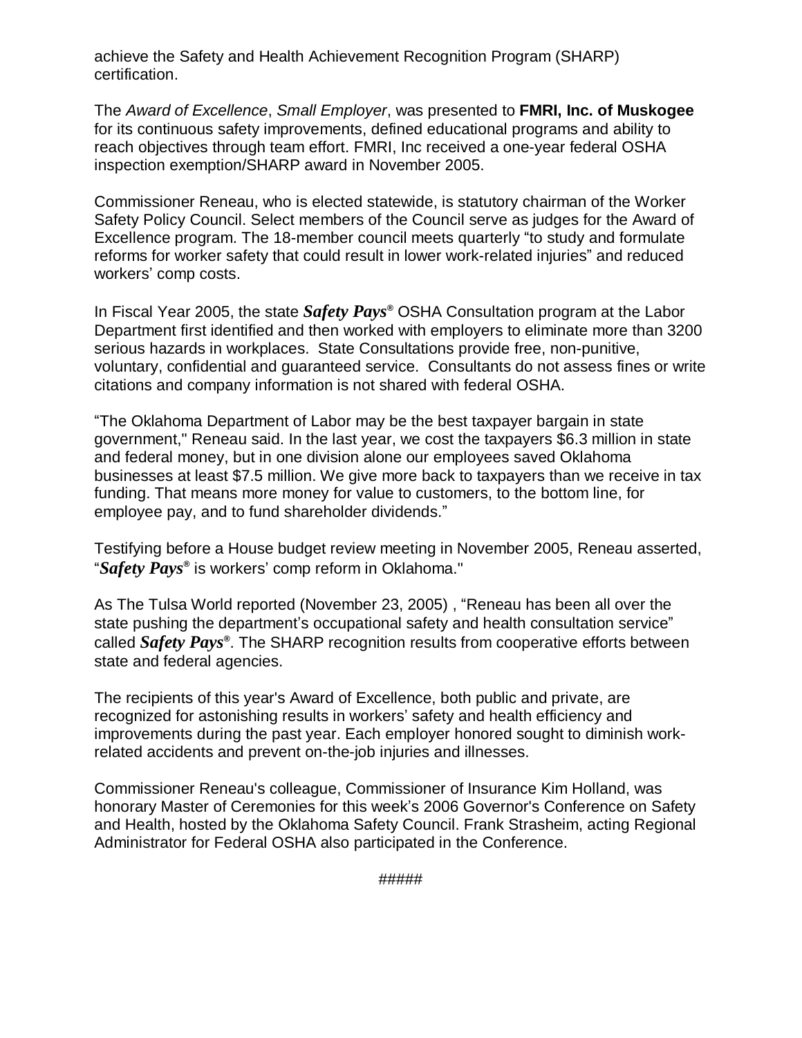achieve the Safety and Health Achievement Recognition Program (SHARP) certification.

The *Award of Excellence*, *Small Employer*, was presented to **FMRI, Inc. of Muskogee** for its continuous safety improvements, defined educational programs and ability to reach objectives through team effort. FMRI, Inc received a one-year federal OSHA inspection exemption/SHARP award in November 2005.

Commissioner Reneau, who is elected statewide, is statutory chairman of the Worker Safety Policy Council. Select members of the Council serve as judges for the Award of Excellence program. The 18-member council meets quarterly "to study and formulate reforms for worker safety that could result in lower work-related injuries" and reduced workers' comp costs.

In Fiscal Year 2005, the state ***Safety Pays***® OSHA Consultation program at the Labor Department first identified and then worked with employers to eliminate more than 3200 serious hazards in workplaces. State Consultations provide free, non-punitive, voluntary, confidential and guaranteed service. Consultants do not assess fines or write citations and company information is not shared with federal OSHA.

"The Oklahoma Department of Labor may be the best taxpayer bargain in state government," Reneau said. In the last year, we cost the taxpayers $6.3 million in state and federal money, but in one division alone our employees saved Oklahoma businesses at least $7.5 million. We give more back to taxpayers than we receive in tax funding. That means more money for value to customers, to the bottom line, for employee pay, and to fund shareholder dividends."

Testifying before a House budget review meeting in November 2005, Reneau asserted, "***Safety Pays***® is workers' comp reform in Oklahoma."

As The Tulsa World reported (November 23, 2005) , "Reneau has been all over the state pushing the department's occupational safety and health consultation service" called ***Safety Pays***®. The SHARP recognition results from cooperative efforts between state and federal agencies.

The recipients of this year's Award of Excellence, both public and private, are recognized for astonishing results in workers' safety and health efficiency and improvements during the past year. Each employer honored sought to diminish work-related accidents and prevent on-the-job injuries and illnesses.

Commissioner Reneau's colleague, Commissioner of Insurance Kim Holland, was honorary Master of Ceremonies for this week's 2006 Governor's Conference on Safety and Health, hosted by the Oklahoma Safety Council. Frank Strasheim, acting Regional Administrator for Federal OSHA also participated in the Conference.

#####